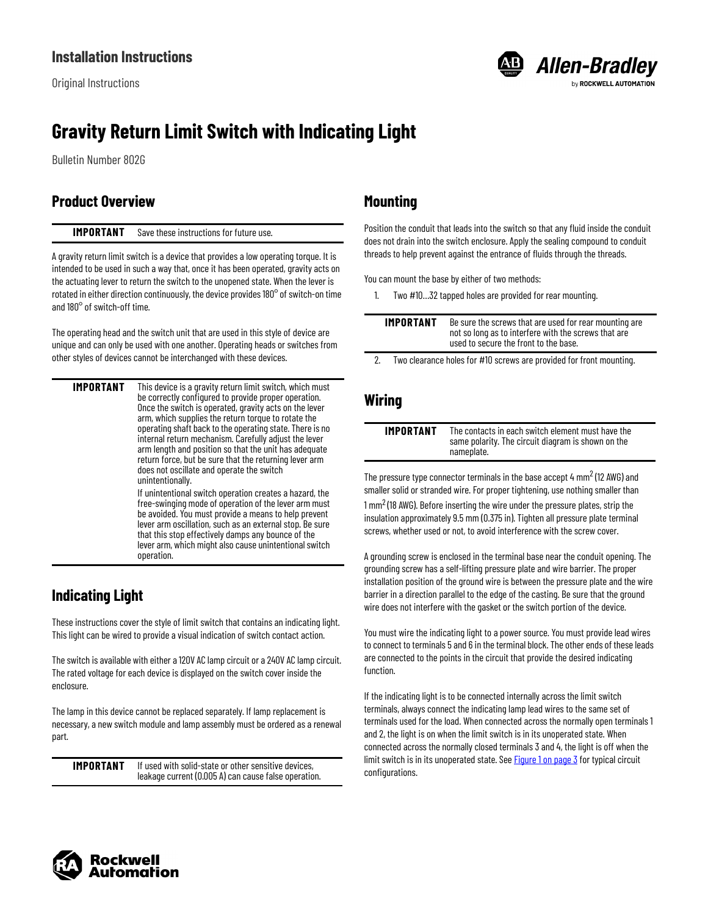## Installation Instructions

Original Instructions

# Gravity Return Limit Switch with Indicating Light

Bulletin Number 802G

## Product Overview

| IMPORTANT | Save these instructions for future use. |
|---|---|

A gravity return limit switch is a device that provides a low operating torque. It is intended to be used in such a way that, once it has been operated, gravity acts on the actuating lever to return the switch to the unopened state. When the lever is rotated in either direction continuously, the device provides 180° of switch-on time and 180° of switch-off time.

The operating head and the switch unit that are used in this style of device are unique and can only be used with one another. Operating heads or switches from other styles of devices cannot be interchanged with these devices.

| IMPORTANT | This device is a gravity return limit switch, which must be correctly configured to provide proper operation. Once the switch is operated, gravity acts on the lever arm, which supplies the return torque to rotate the operating shaft back to the operating state. There is no internal return mechanism. Carefully adjust the lever arm length and position so that the unit has adequate return force, but be sure that the returning lever arm does not oscillate and operate the switch unintentionally.<br>If unintentional switch operation creates a hazard, the free-swinging mode of operation of the lever arm must be avoided. You must provide a means to help prevent lever arm oscillation, such as an external stop. Be sure that this stop effectively damps any bounce of the lever arm, which might also cause unintentional switch operation. |
|---|---|

## Indicating Light

These instructions cover the style of limit switch that contains an indicating light. This light can be wired to provide a visual indication of switch contact action.

The switch is available with either a 120V AC lamp circuit or a 240V AC lamp circuit. The rated voltage for each device is displayed on the switch cover inside the enclosure.

The lamp in this device cannot be replaced separately. If lamp replacement is necessary, a new switch module and lamp assembly must be ordered as a renewal part.

| IMPORTANT | If used with solid-state or other sensitive devices, leakage current (0.005 A) can cause false operation. |
|---|---|

## Mounting

Position the conduit that leads into the switch so that any fluid inside the conduit does not drain into the switch enclosure. Apply the sealing compound to conduit threads to help prevent against the entrance of fluids through the threads.

You can mount the base by either of two methods:

1. Two #10…32 tapped holes are provided for rear mounting.

| IMPORTANT | Be sure the screws that are used for rear mounting are not so long as to interfere with the screws that are used to secure the front to the base. |
|---|---|

2. Two clearance holes for #10 screws are provided for front mounting.

## Wiring

| IMPORTANT | The contacts in each switch element must have the same polarity. The circuit diagram is shown on the nameplate. |
|---|---|

The pressure type connector terminals in the base accept 4 mm$^2$ (12 AWG) and smaller solid or stranded wire. For proper tightening, use nothing smaller than 1 mm$^2$ (18 AWG). Before inserting the wire under the pressure plates, strip the insulation approximately 9.5 mm (0.375 in). Tighten all pressure plate terminal screws, whether used or not, to avoid interference with the screw cover.

A grounding screw is enclosed in the terminal base near the conduit opening. The grounding screw has a self-lifting pressure plate and wire barrier. The proper installation position of the ground wire is between the pressure plate and the wire barrier in a direction parallel to the edge of the casting. Be sure that the ground wire does not interfere with the gasket or the switch portion of the device.

You must wire the indicating light to a power source. You must provide lead wires to connect to terminals 5 and 6 in the terminal block. The other ends of these leads are connected to the points in the circuit that provide the desired indicating function.

If the indicating light is to be connected internally across the limit switch terminals, always connect the indicating lamp lead wires to the same set of terminals used for the load. When connected across the normally open terminals 1 and 2, the light is on when the limit switch is in its unoperated state. When connected across the normally closed terminals 3 and 4, the light is off when the limit switch is in its unoperated state. See Figure 1 on page 3 for typical circuit configurations.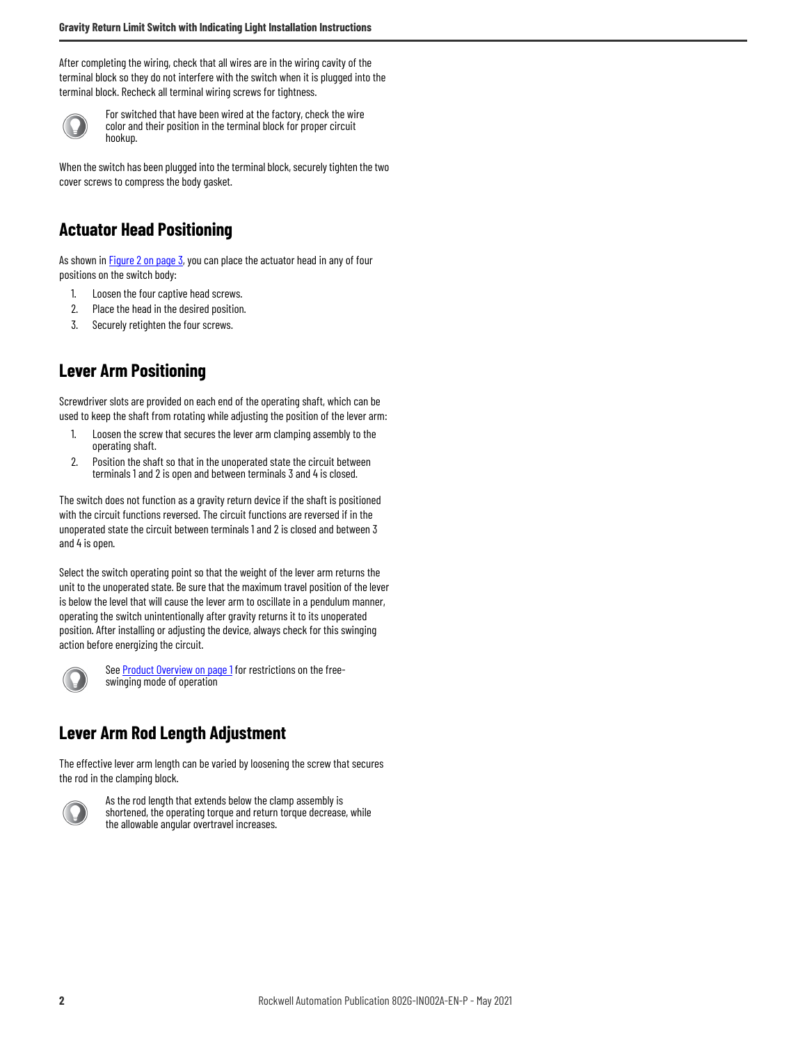After completing the wiring, check that all wires are in the wiring cavity of the terminal block so they do not interfere with the switch when it is plugged into the terminal block. Recheck all terminal wiring screws for tightness.

For switched that have been wired at the factory, check the wire color and their position in the terminal block for proper circuit hookup.

When the switch has been plugged into the terminal block, securely tighten the two cover screws to compress the body gasket.

## Actuator Head Positioning

As shown in Figure 2 on page 3, you can place the actuator head in any of four positions on the switch body:

1. Loosen the four captive head screws.
2. Place the head in the desired position.
3. Securely retighten the four screws.

## Lever Arm Positioning

Screwdriver slots are provided on each end of the operating shaft, which can be used to keep the shaft from rotating while adjusting the position of the lever arm:

1. Loosen the screw that secures the lever arm clamping assembly to the operating shaft.
2. Position the shaft so that in the unoperated state the circuit between terminals 1 and 2 is open and between terminals 3 and 4 is closed.

The switch does not function as a gravity return device if the shaft is positioned with the circuit functions reversed. The circuit functions are reversed if in the unoperated state the circuit between terminals 1 and 2 is closed and between 3 and 4 is open.

Select the switch operating point so that the weight of the lever arm returns the unit to the unoperated state. Be sure that the maximum travel position of the lever is below the level that will cause the lever arm to oscillate in a pendulum manner, operating the switch unintentionally after gravity returns it to its unoperated position. After installing or adjusting the device, always check for this swinging action before energizing the circuit.

See Product Overview on page 1 for restrictions on the free-swinging mode of operation

## Lever Arm Rod Length Adjustment

The effective lever arm length can be varied by loosening the screw that secures the rod in the clamping block.

As the rod length that extends below the clamp assembly is shortened, the operating torque and return torque decrease, while the allowable angular overtravel increases.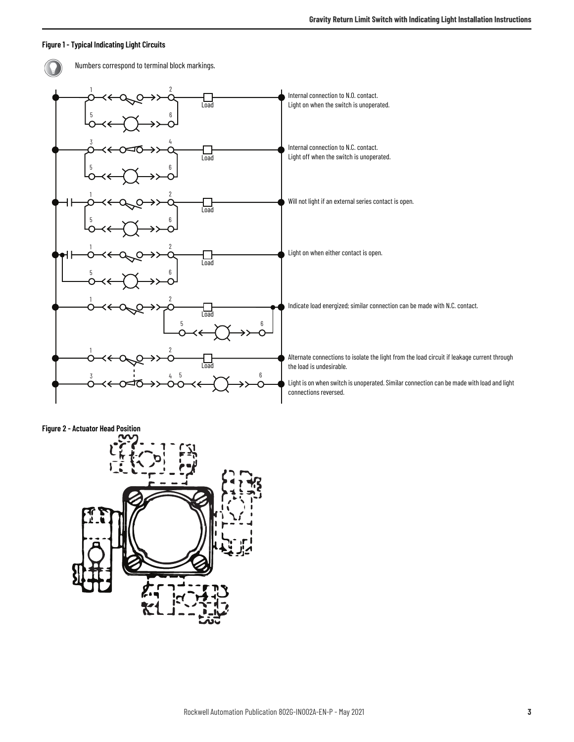**Figure 1 - Typical Indicating Light Circuits**

Numbers correspond to terminal block markings.

Internal connection to N.O. contact.
Light on when the switch is unoperated.

Internal connection to N.C. contact.
Light off when the switch is unoperated.

Will not light if an external series contact is open.

Light on when either contact is open.

Indicate load energized; similar connection can be made with N.C. contact.

Alternate connections to isolate the light from the load circuit if leakage current through the load is undesirable.

Light is on when switch is unoperated. Similar connection can be made with load and light connections reversed.

**Figure 2 - Actuator Head Position**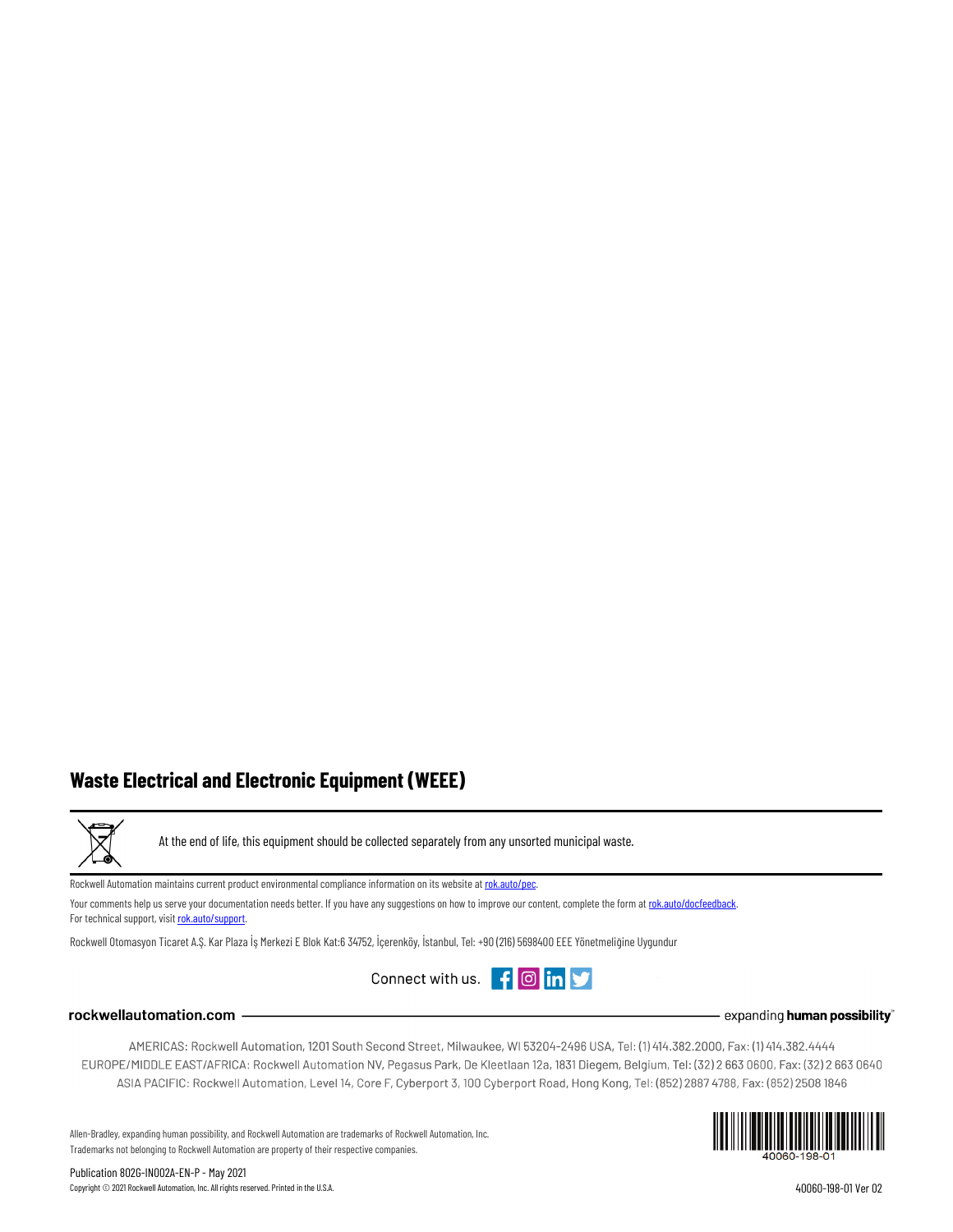## Waste Electrical and Electronic Equipment (WEEE)

At the end of life, this equipment should be collected separately from any unsorted municipal waste.

Rockwell Automation maintains current product environmental compliance information on its website at rok.auto/pec.

Your comments help us serve your documentation needs better. If you have any suggestions on how to improve our content, complete the form at rok.auto/docfeedback.
For technical support, visit rok.auto/support.

Rockwell Otomasyon Ticaret A.Ş. Kar Plaza İş Merkezi E Blok Kat:6 34752, İçerenköy, İstanbul, Tel: +90 (216) 5698400 EEE Yönetmeliğine Uygundur

Connect with us.

rockwellautomation.com — expanding **human possibility**™

AMERICAS: Rockwell Automation, 1201 South Second Street, Milwaukee, WI 53204-2496 USA, Tel: (1) 414.382.2000, Fax: (1) 414.382.4444
EUROPE/MIDDLE EAST/AFRICA: Rockwell Automation NV, Pegasus Park, De Kleetlaan 12a, 1831 Diegem, Belgium, Tel: (32) 2 663 0600, Fax: (32) 2 663 0640
ASIA PACIFIC: Rockwell Automation, Level 14, Core F, Cyberport 3, 100 Cyberport Road, Hong Kong, Tel: (852) 2887 4788, Fax: (852) 2508 1846

Allen-Bradley, expanding human possibility, and Rockwell Automation are trademarks of Rockwell Automation, Inc.
Trademarks not belonging to Rockwell Automation are property of their respective companies.

40060-198-01

Publication 802G-IN002A-EN-P - May 2021
Copyright © 2021 Rockwell Automation, Inc. All rights reserved. Printed in the U.S.A.

40060-198-01 Ver 02